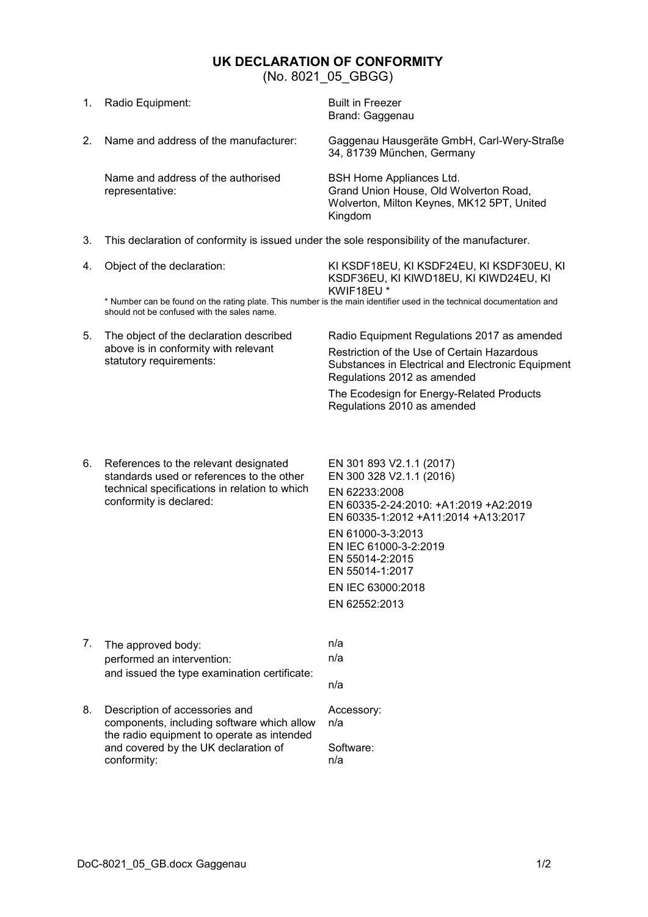# UK DECLARATION OF CONFORMITY

(No. 8021_05_GBGG)

1. Radio Equipment: Built in Freezer
   Brand: Gaggenau

2. Name and address of the manufacturer: Gaggenau Hausgeräte GmbH, Carl-Wery-Straße 34, 81739 München, Germany

   Name and address of the authorised representative: BSH Home Appliances Ltd.
   Grand Union House, Old Wolverton Road, Wolverton, Milton Keynes, MK12 5PT, United Kingdom

3. This declaration of conformity is issued under the sole responsibility of the manufacturer.

4. Object of the declaration: KI KSDF18EU, KI KSDF24EU, KI KSDF30EU, KI KSDF36EU, KI KIWD18EU, KI KIWD24EU, KI KWIF18EU *

   * Number can be found on the rating plate. This number is the main identifier used in the technical documentation and should not be confused with the sales name.

5. The object of the declaration described above is in conformity with relevant statutory requirements:

   Radio Equipment Regulations 2017 as amended

   Restriction of the Use of Certain Hazardous Substances in Electrical and Electronic Equipment Regulations 2012 as amended

   The Ecodesign for Energy-Related Products Regulations 2010 as amended

6. References to the relevant designated standards used or references to the other technical specifications in relation to which conformity is declared:

   EN 301 893 V2.1.1 (2017)
   EN 300 328 V2.1.1 (2016)

   EN 62233:2008
   EN 60335-2-24:2010: +A1:2019 +A2:2019
   EN 60335-1:2012 +A11:2014 +A13:2017

   EN 61000-3-3:2013
   EN IEC 61000-3-2:2019
   EN 55014-2:2015
   EN 55014-1:2017

   EN IEC 63000:2018

   EN 62552:2013

7. The approved body: n/a
   performed an intervention: n/a
   and issued the type examination certificate: n/a

8. Description of accessories and components, including software which allow the radio equipment to operate as intended and covered by the UK declaration of conformity:

   Accessory:
   n/a

   Software:
   n/a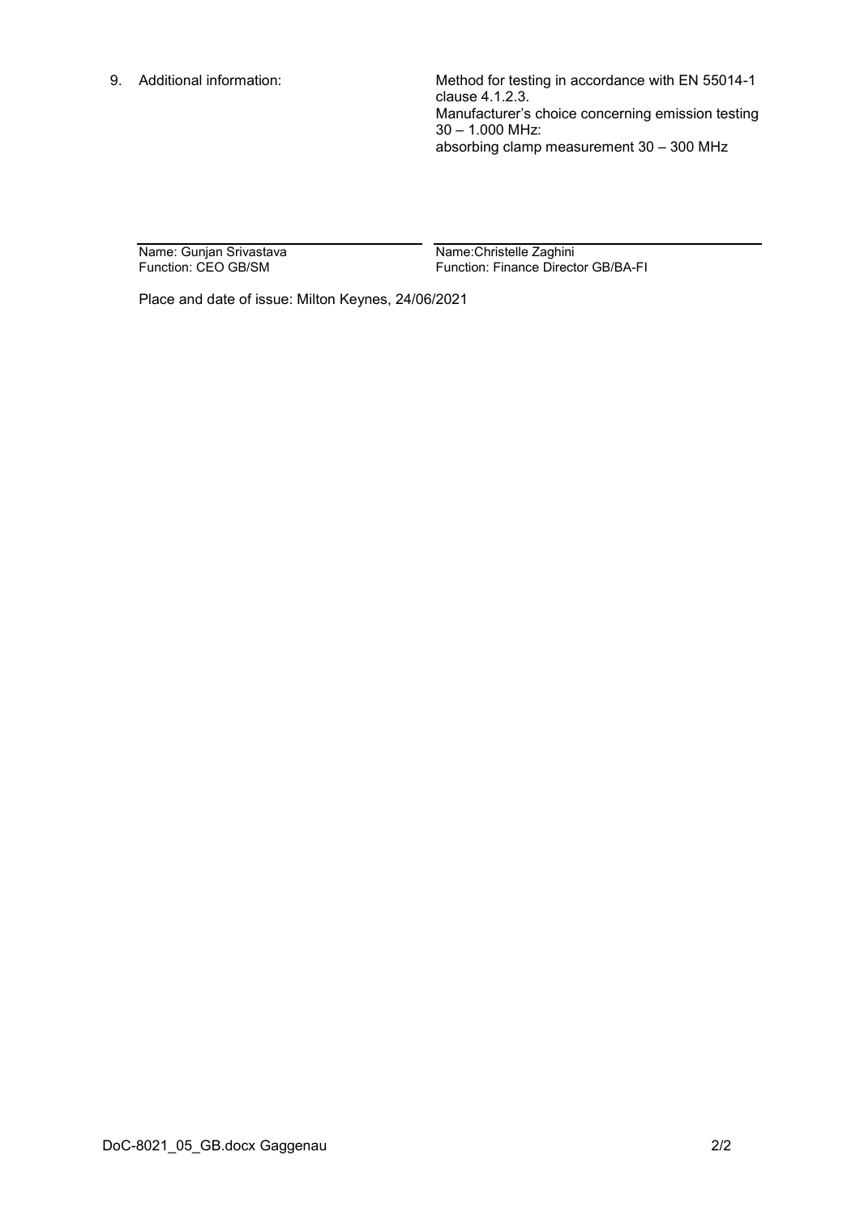9. Additional information: Method for testing in accordance with EN 55014-1 clause 4.1.2.3.
   Manufacturer's choice concerning emission testing 30 – 1.000 MHz:
   absorbing clamp measurement 30 – 300 MHz

| | |
|---|---|
| Name: Gunjan Srivastava | Name:Christelle Zaghini |
| Function: CEO GB/SM | Function: Finance Director GB/BA-FI |

Place and date of issue: Milton Keynes, 24/06/2021

DoC-8021_05_GB.docx Gaggenau